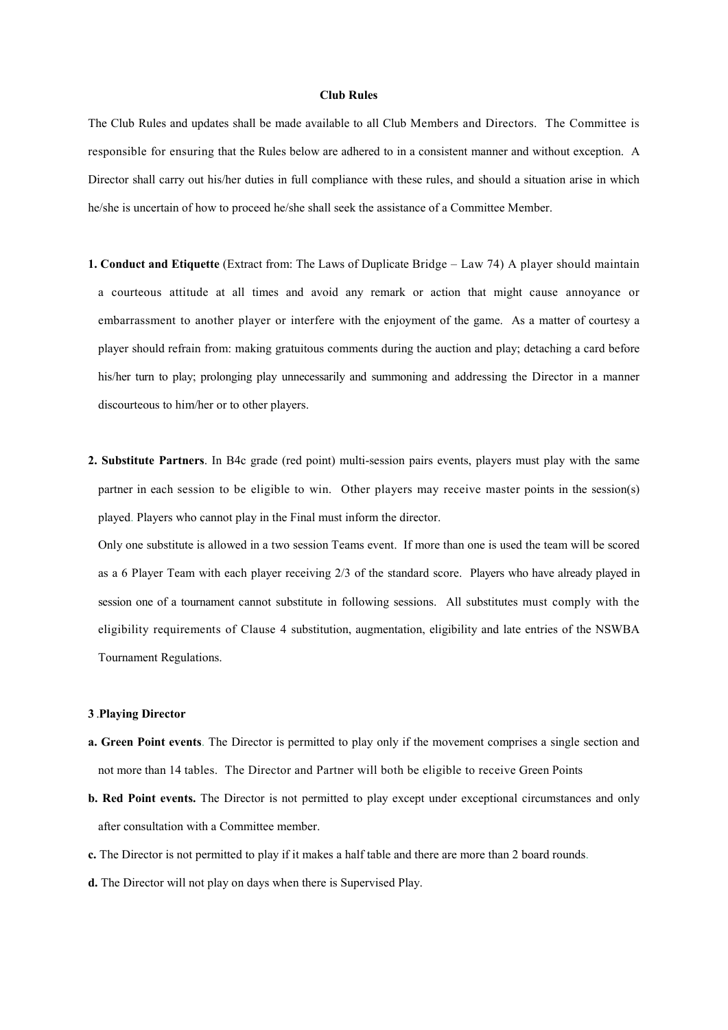**Club Rules**

The Club Rules and updates shall be made available to all Club Members and Directors. The Committee is responsible for ensuring that the Rules below are adhered to in a consistent manner and without exception. A Director shall carry out his/her duties in full compliance with these rules, and should a situation arise in which he/she is uncertain of how to proceed he/she shall seek the assistance of a Committee Member.

**1. Conduct and Etiquette** (Extract from: The Laws of Duplicate Bridge – Law 74) A player should maintain a courteous attitude at all times and avoid any remark or action that might cause annoyance or embarrassment to another player or interfere with the enjoyment of the game. As a matter of courtesy a player should refrain from: making gratuitous comments during the auction and play; detaching a card before his/her turn to play; prolonging play unnecessarily and summoning and addressing the Director in a manner discourteous to him/her or to other players.

**2. Substitute Partners**. In B4c grade (red point) multi-session pairs events, players must play with the same partner in each session to be eligible to win. Other players may receive master points in the session(s) played. Players who cannot play in the Final must inform the director.

Only one substitute is allowed in a two session Teams event. If more than one is used the team will be scored as a 6 Player Team with each player receiving 2/3 of the standard score. Players who have already played in session one of a tournament cannot substitute in following sessions. All substitutes must comply with the eligibility requirements of Clause 4 substitution, augmentation, eligibility and late entries of the NSWBA Tournament Regulations.

**3**.**Playing Director**

**a. Green Point events**. The Director is permitted to play only if the movement comprises a single section and not more than 14 tables. The Director and Partner will both be eligible to receive Green Points

**b. Red Point events.** The Director is not permitted to play except under exceptional circumstances and only after consultation with a Committee member.

**c.** The Director is not permitted to play if it makes a half table and there are more than 2 board rounds.

**d.** The Director will not play on days when there is Supervised Play.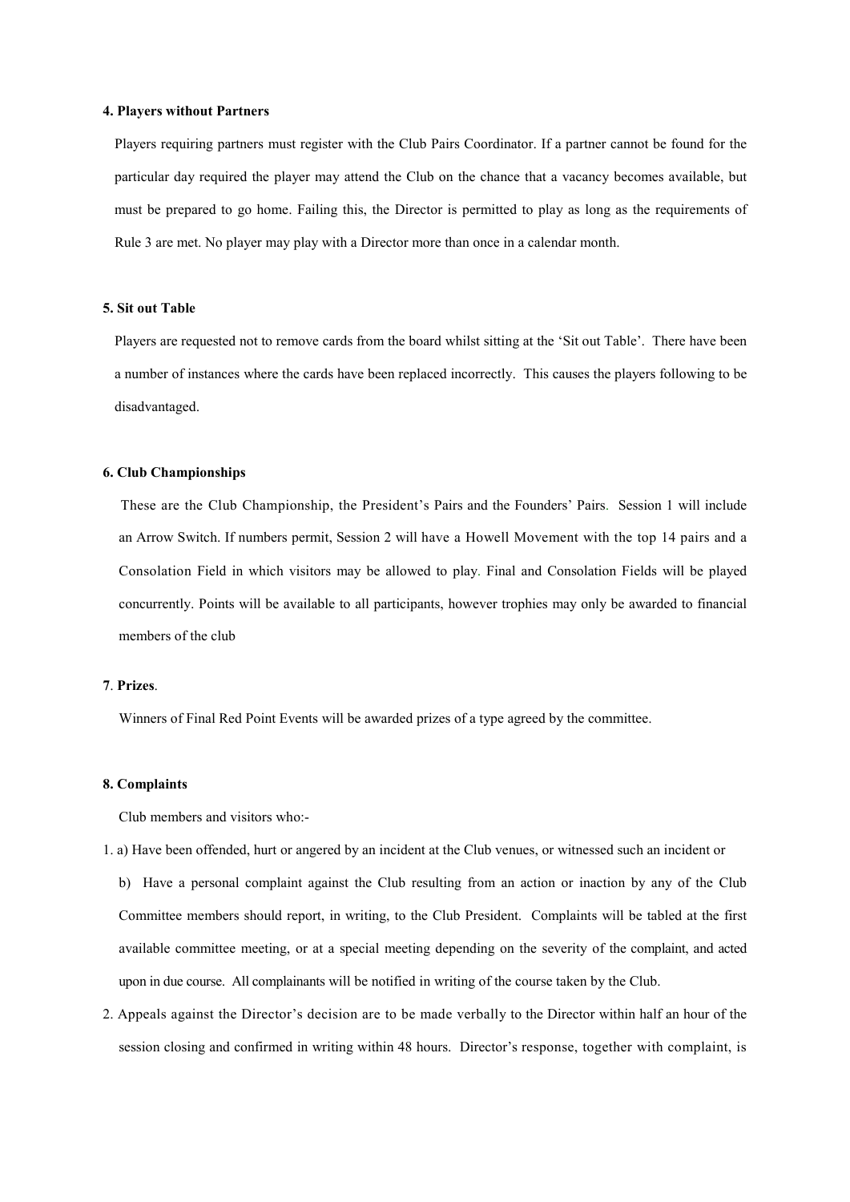**4. Players without Partners**

Players requiring partners must register with the Club Pairs Coordinator. If a partner cannot be found for the particular day required the player may attend the Club on the chance that a vacancy becomes available, but must be prepared to go home. Failing this, the Director is permitted to play as long as the requirements of Rule 3 are met. No player may play with a Director more than once in a calendar month.

**5. Sit out Table**

Players are requested not to remove cards from the board whilst sitting at the 'Sit out Table'. There have been a number of instances where the cards have been replaced incorrectly. This causes the players following to be disadvantaged.

**6. Club Championships**

These are the Club Championship, the President's Pairs and the Founders' Pairs. Session 1 will include an Arrow Switch. If numbers permit, Session 2 will have a Howell Movement with the top 14 pairs and a Consolation Field in which visitors may be allowed to play. Final and Consolation Fields will be played concurrently. Points will be available to all participants, however trophies may only be awarded to financial members of the club

**7. Prizes**.

Winners of Final Red Point Events will be awarded prizes of a type agreed by the committee.

**8. Complaints**

Club members and visitors who:-

1. a) Have been offended, hurt or angered by an incident at the Club venues, or witnessed such an incident or

   b) Have a personal complaint against the Club resulting from an action or inaction by any of the Club Committee members should report, in writing, to the Club President. Complaints will be tabled at the first available committee meeting, or at a special meeting depending on the severity of the complaint, and acted upon in due course. All complainants will be notified in writing of the course taken by the Club.

2. Appeals against the Director's decision are to be made verbally to the Director within half an hour of the session closing and confirmed in writing within 48 hours. Director's response, together with complaint, is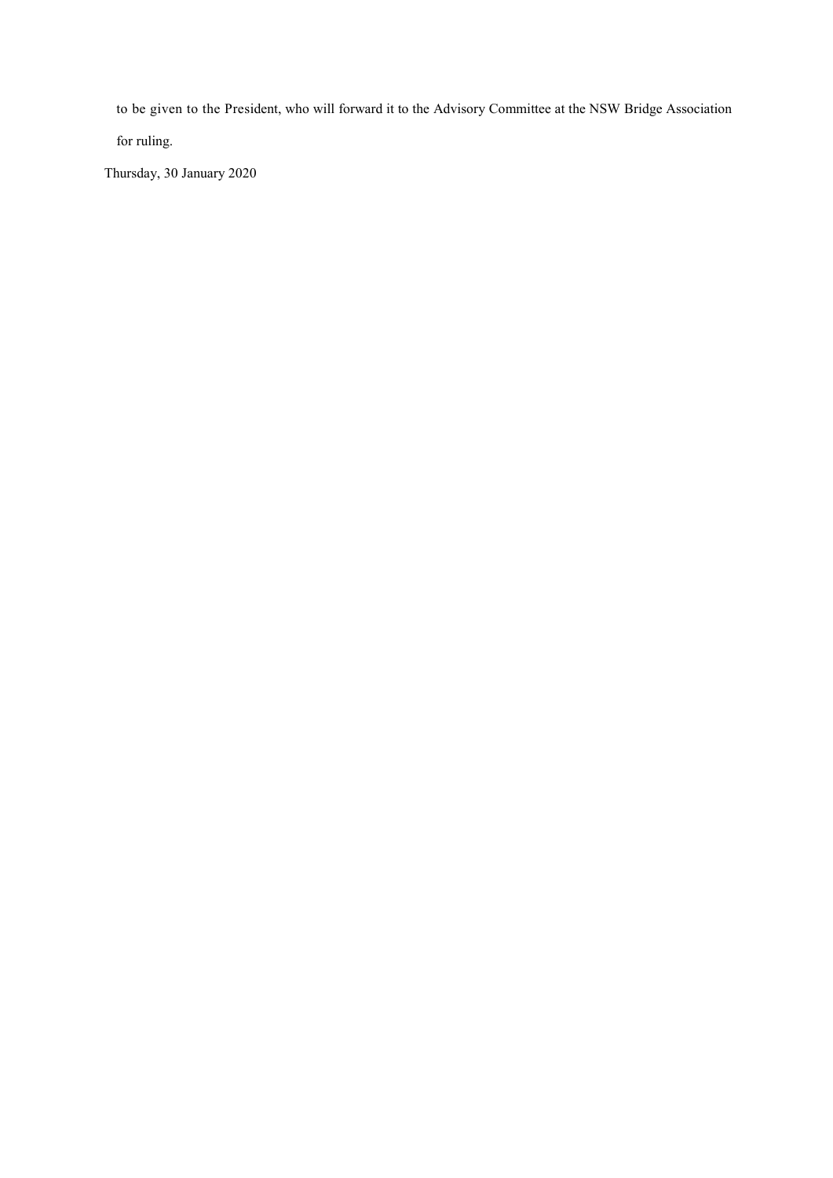to be given to the President, who will forward it to the Advisory Committee at the NSW Bridge Association for ruling.

Thursday, 30 January 2020